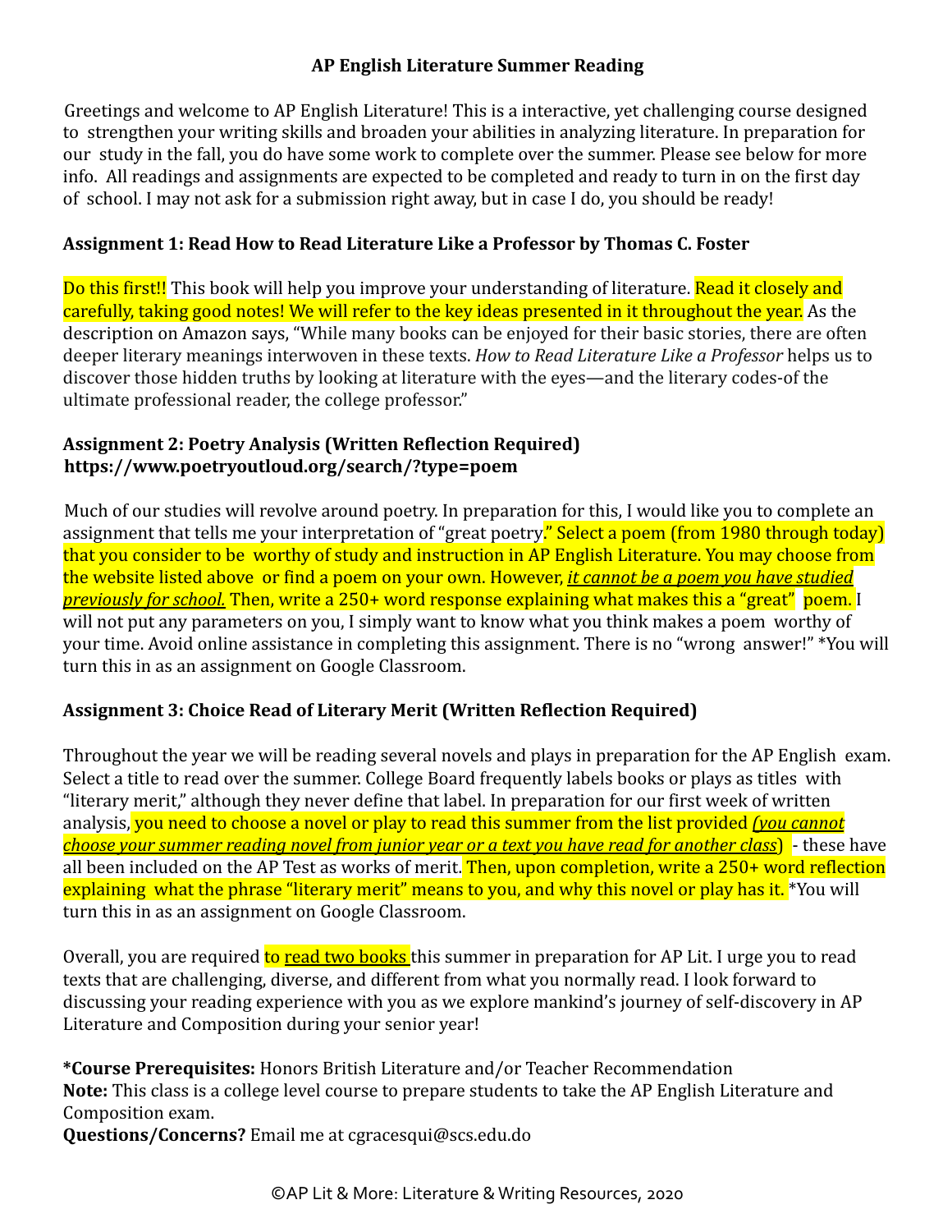# AP English Literature Summer Reading

Greetings and welcome to AP English Literature! This is a interactive, yet challenging course designed to strengthen your writing skills and broaden your abilities in analyzing literature. In preparation for our study in the fall, you do have some work to complete over the summer. Please see below for more info. All readings and assignments are expected to be completed and ready to turn in on the first day of school. I may not ask for a submission right away, but in case I do, you should be ready!

**Assignment 1: Read How to Read Literature Like a Professor by Thomas C. Foster**

Do this first!! This book will help you improve your understanding of literature. Read it closely and carefully, taking good notes! We will refer to the key ideas presented in it throughout the year. As the description on Amazon says, "While many books can be enjoyed for their basic stories, there are often deeper literary meanings interwoven in these texts. *How to Read Literature Like a Professor* helps us to discover those hidden truths by looking at literature with the eyes—and the literary codes-of the ultimate professional reader, the college professor."

**Assignment 2: Poetry Analysis (Written Reflection Required)**
**https://www.poetryoutloud.org/search/?type=poem**

Much of our studies will revolve around poetry. In preparation for this, I would like you to complete an assignment that tells me your interpretation of "great poetry." Select a poem (from 1980 through today) that you consider to be worthy of study and instruction in AP English Literature. You may choose from the website listed above or find a poem on your own. However, ***it cannot be a poem you have studied previously for school.*** Then, write a 250+ word response explaining what makes this a "great" poem. I will not put any parameters on you, I simply want to know what you think makes a poem worthy of your time. Avoid online assistance in completing this assignment. There is no "wrong answer!" *You will turn this in as an assignment on Google Classroom.

**Assignment 3: Choice Read of Literary Merit (Written Reflection Required)**

Throughout the year we will be reading several novels and plays in preparation for the AP English exam. Select a title to read over the summer. College Board frequently labels books or plays as titles with "literary merit," although they never define that label. In preparation for our first week of written analysis, you need to choose a novel or play to read this summer from the list provided ***(you cannot choose your summer reading novel from junior year or a text you have read for another class)*** - these have all been included on the AP Test as works of merit. Then, upon completion, write a 250+ word reflection explaining what the phrase "literary merit" means to you, and why this novel or play has it. *You will turn this in as an assignment on Google Classroom.

Overall, you are required to read two books this summer in preparation for AP Lit. I urge you to read texts that are challenging, diverse, and different from what you normally read. I look forward to discussing your reading experience with you as we explore mankind's journey of self-discovery in AP Literature and Composition during your senior year!

***Course Prerequisites:** Honors British Literature and/or Teacher Recommendation
**Note:** This class is a college level course to prepare students to take the AP English Literature and Composition exam.
**Questions/Concerns?** Email me at cgracesqui@scs.edu.do

©AP Lit & More: Literature & Writing Resources, 2020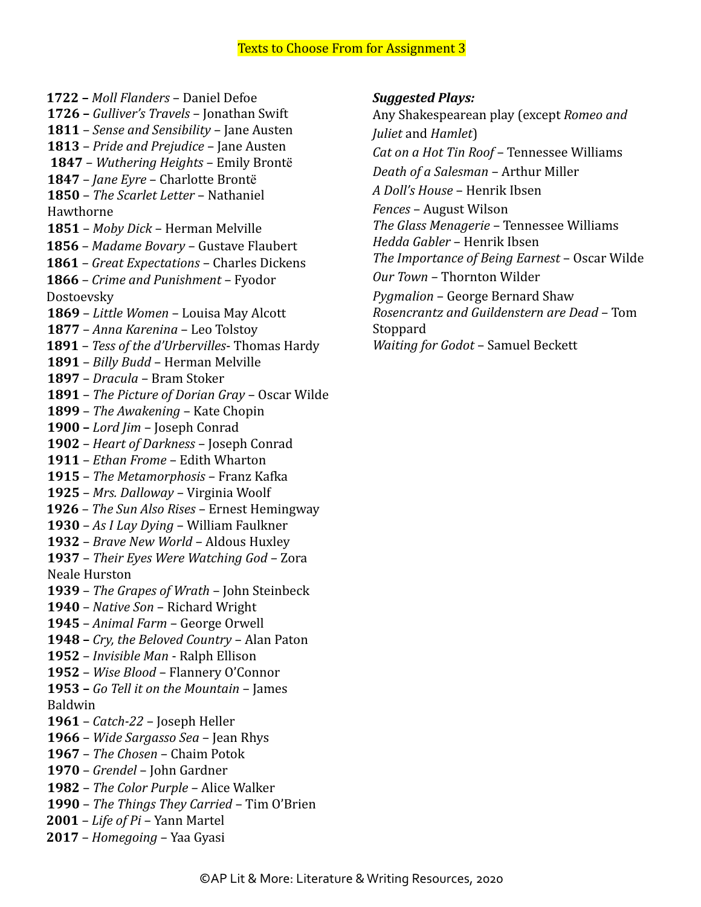Texts to Choose From for Assignment 3

**1722 –** *Moll Flanders* – Daniel Defoe
**1726 –** *Gulliver's Travels* – Jonathan Swift
**1811** – *Sense and Sensibility* – Jane Austen
**1813** – *Pride and Prejudice* – Jane Austen
**1847** – *Wuthering Heights* – Emily Brontë
**1847** – *Jane Eyre* – Charlotte Brontë
**1850** – *The Scarlet Letter* – Nathaniel Hawthorne
**1851** – *Moby Dick* – Herman Melville
**1856** – *Madame Bovary* – Gustave Flaubert
**1861** – *Great Expectations* – Charles Dickens
**1866** – *Crime and Punishment* – Fyodor Dostoevsky
**1869** – *Little Women* – Louisa May Alcott
**1877** – *Anna Karenina* – Leo Tolstoy
**1891** – *Tess of the d'Urbervilles*- Thomas Hardy
**1891** – *Billy Budd* – Herman Melville
**1897** – *Dracula* – Bram Stoker
**1891** – *The Picture of Dorian Gray* – Oscar Wilde
**1899** – *The Awakening* – Kate Chopin
**1900 –** *Lord Jim* – Joseph Conrad
**1902** – *Heart of Darkness* – Joseph Conrad
**1911** – *Ethan Frome* – Edith Wharton
**1915** – *The Metamorphosis* – Franz Kafka
**1925** – *Mrs. Dalloway* – Virginia Woolf
**1926** – *The Sun Also Rises* – Ernest Hemingway
**1930** – *As I Lay Dying* – William Faulkner
**1932** – *Brave New World* – Aldous Huxley
**1937** – *Their Eyes Were Watching God* – Zora Neale Hurston
**1939** – *The Grapes of Wrath* – John Steinbeck
**1940** – *Native Son* – Richard Wright
**1945** – *Animal Farm* – George Orwell
**1948 –** *Cry, the Beloved Country* – Alan Paton
**1952** – *Invisible Man* - Ralph Ellison
**1952** – *Wise Blood* – Flannery O'Connor
**1953 –** *Go Tell it on the Mountain* – James Baldwin
**1961** – *Catch-22* – Joseph Heller
**1966** – *Wide Sargasso Sea* – Jean Rhys
**1967** – *The Chosen* – Chaim Potok
**1970** – *Grendel* – John Gardner
**1982** – *The Color Purple* – Alice Walker
**1990** – *The Things They Carried* – Tim O'Brien
**2001** – *Life of Pi* – Yann Martel
**2017** – *Homegoing* – Yaa Gyasi

***Suggested Plays:***

Any Shakespearean play (except *Romeo and Juliet* and *Hamlet*)
*Cat on a Hot Tin Roof* – Tennessee Williams
*Death of a Salesman* – Arthur Miller
*A Doll's House* – Henrik Ibsen
*Fences* – August Wilson
*The Glass Menagerie* – Tennessee Williams
*Hedda Gabler* – Henrik Ibsen
*The Importance of Being Earnest* – Oscar Wilde
*Our Town* – Thornton Wilder
*Pygmalion* – George Bernard Shaw
*Rosencrantz and Guildenstern are Dead* – Tom Stoppard
*Waiting for Godot* – Samuel Beckett

©AP Lit & More: Literature & Writing Resources, 2020